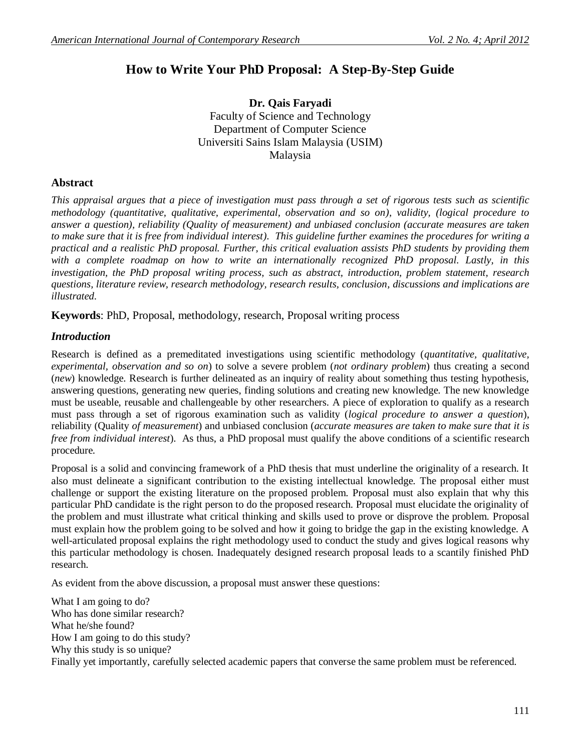# How to Write Your PhD Proposal: A Step-By-Step Guide

**Dr. Qais Faryadi**
Faculty of Science and Technology
Department of Computer Science
Universiti Sains Islam Malaysia (USIM)
Malaysia

## Abstract

*This appraisal argues that a piece of investigation must pass through a set of rigorous tests such as scientific methodology (quantitative, qualitative, experimental, observation and so on), validity, (logical procedure to answer a question), reliability (Quality of measurement) and unbiased conclusion (accurate measures are taken to make sure that it is free from individual interest). This guideline further examines the procedures for writing a practical and a realistic PhD proposal. Further, this critical evaluation assists PhD students by providing them with a complete roadmap on how to write an internationally recognized PhD proposal. Lastly, in this investigation, the PhD proposal writing process, such as abstract, introduction, problem statement, research questions, literature review, research methodology, research results, conclusion, discussions and implications are illustrated.*

**Keywords**: PhD, Proposal, methodology, research, Proposal writing process

## *Introduction*

Research is defined as a premeditated investigations using scientific methodology (*quantitative*, *qualitative*, *experimental*, *observation and so on*) to solve a severe problem (*not ordinary problem*) thus creating a second (*new*) knowledge. Research is further delineated as an inquiry of reality about something thus testing hypothesis, answering questions, generating new queries, finding solutions and creating new knowledge. The new knowledge must be useable, reusable and challengeable by other researchers. A piece of exploration to qualify as a research must pass through a set of rigorous examination such as validity (*logical procedure to answer a question*), reliability (Quality *of measurement*) and unbiased conclusion (*accurate measures are taken to make sure that it is free from individual interest*). As thus, a PhD proposal must qualify the above conditions of a scientific research procedure.

Proposal is a solid and convincing framework of a PhD thesis that must underline the originality of a research. It also must delineate a significant contribution to the existing intellectual knowledge. The proposal either must challenge or support the existing literature on the proposed problem. Proposal must also explain that why this particular PhD candidate is the right person to do the proposed research. Proposal must elucidate the originality of the problem and must illustrate what critical thinking and skills used to prove or disprove the problem. Proposal must explain how the problem going to be solved and how it going to bridge the gap in the existing knowledge. A well-articulated proposal explains the right methodology used to conduct the study and gives logical reasons why this particular methodology is chosen. Inadequately designed research proposal leads to a scantily finished PhD research.

As evident from the above discussion, a proposal must answer these questions:

What I am going to do?
Who has done similar research?
What he/she found?
How I am going to do this study?
Why this study is so unique?
Finally yet importantly, carefully selected academic papers that converse the same problem must be referenced.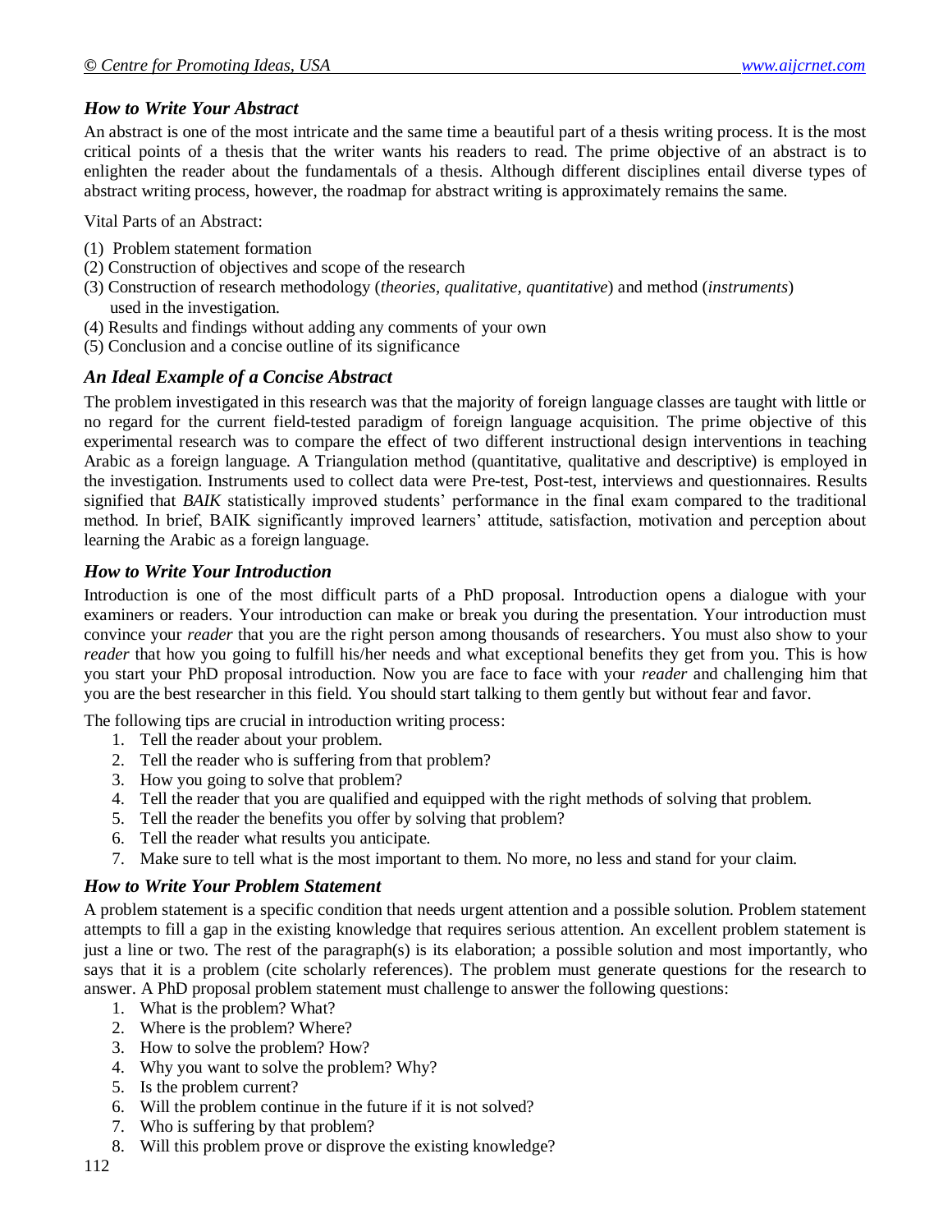### *How to Write Your Abstract*

An abstract is one of the most intricate and the same time a beautiful part of a thesis writing process. It is the most critical points of a thesis that the writer wants his readers to read. The prime objective of an abstract is to enlighten the reader about the fundamentals of a thesis. Although different disciplines entail diverse types of abstract writing process, however, the roadmap for abstract writing is approximately remains the same.

Vital Parts of an Abstract:

(1) Problem statement formation
(2) Construction of objectives and scope of the research
(3) Construction of research methodology (*theories, qualitative, quantitative*) and method (*instruments*) used in the investigation.
(4) Results and findings without adding any comments of your own
(5) Conclusion and a concise outline of its significance

### *An Ideal Example of a Concise Abstract*

The problem investigated in this research was that the majority of foreign language classes are taught with little or no regard for the current field-tested paradigm of foreign language acquisition. The prime objective of this experimental research was to compare the effect of two different instructional design interventions in teaching Arabic as a foreign language. A Triangulation method (quantitative, qualitative and descriptive) is employed in the investigation. Instruments used to collect data were Pre-test, Post-test, interviews and questionnaires. Results signified that *BAIK* statistically improved students' performance in the final exam compared to the traditional method. In brief, BAIK significantly improved learners' attitude, satisfaction, motivation and perception about learning the Arabic as a foreign language.

### *How to Write Your Introduction*

Introduction is one of the most difficult parts of a PhD proposal. Introduction opens a dialogue with your examiners or readers. Your introduction can make or break you during the presentation. Your introduction must convince your *reader* that you are the right person among thousands of researchers. You must also show to your *reader* that how you going to fulfill his/her needs and what exceptional benefits they get from you. This is how you start your PhD proposal introduction. Now you are face to face with your *reader* and challenging him that you are the best researcher in this field. You should start talking to them gently but without fear and favor.

The following tips are crucial in introduction writing process:

1. Tell the reader about your problem.
2. Tell the reader who is suffering from that problem?
3. How you going to solve that problem?
4. Tell the reader that you are qualified and equipped with the right methods of solving that problem.
5. Tell the reader the benefits you offer by solving that problem?
6. Tell the reader what results you anticipate.
7. Make sure to tell what is the most important to them. No more, no less and stand for your claim.

### *How to Write Your Problem Statement*

A problem statement is a specific condition that needs urgent attention and a possible solution. Problem statement attempts to fill a gap in the existing knowledge that requires serious attention. An excellent problem statement is just a line or two. The rest of the paragraph(s) is its elaboration; a possible solution and most importantly, who says that it is a problem (cite scholarly references). The problem must generate questions for the research to answer. A PhD proposal problem statement must challenge to answer the following questions:

1. What is the problem? What?
2. Where is the problem? Where?
3. How to solve the problem? How?
4. Why you want to solve the problem? Why?
5. Is the problem current?
6. Will the problem continue in the future if it is not solved?
7. Who is suffering by that problem?
8. Will this problem prove or disprove the existing knowledge?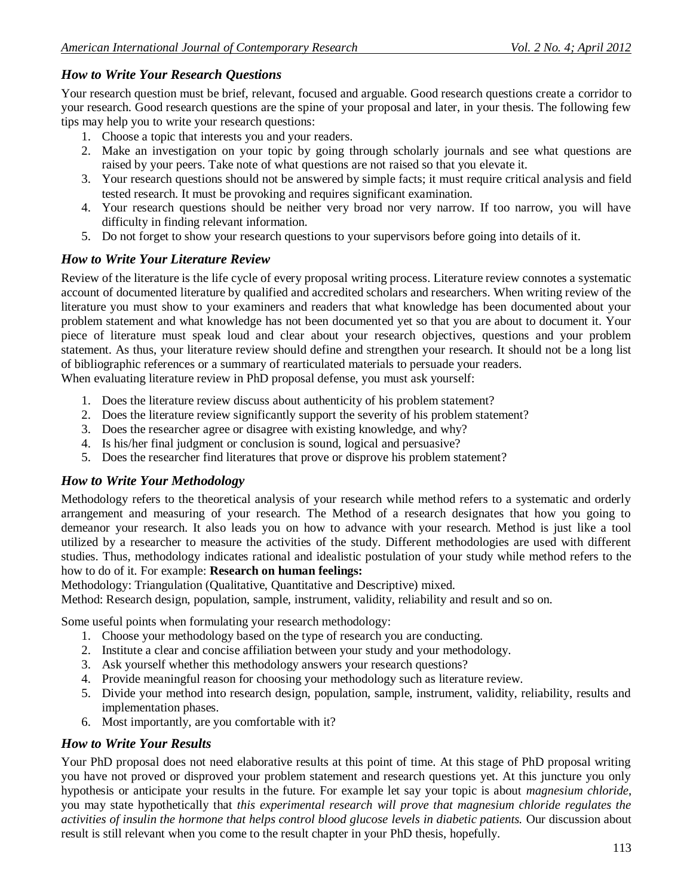### *How to Write Your Research Questions*

Your research question must be brief, relevant, focused and arguable. Good research questions create a corridor to your research. Good research questions are the spine of your proposal and later, in your thesis. The following few tips may help you to write your research questions:

1. Choose a topic that interests you and your readers.
2. Make an investigation on your topic by going through scholarly journals and see what questions are raised by your peers. Take note of what questions are not raised so that you elevate it.
3. Your research questions should not be answered by simple facts; it must require critical analysis and field tested research. It must be provoking and requires significant examination.
4. Your research questions should be neither very broad nor very narrow. If too narrow, you will have difficulty in finding relevant information.
5. Do not forget to show your research questions to your supervisors before going into details of it.

### *How to Write Your Literature Review*

Review of the literature is the life cycle of every proposal writing process. Literature review connotes a systematic account of documented literature by qualified and accredited scholars and researchers. When writing review of the literature you must show to your examiners and readers that what knowledge has been documented about your problem statement and what knowledge has not been documented yet so that you are about to document it. Your piece of literature must speak loud and clear about your research objectives, questions and your problem statement. As thus, your literature review should define and strengthen your research. It should not be a long list of bibliographic references or a summary of rearticulated materials to persuade your readers.
When evaluating literature review in PhD proposal defense, you must ask yourself:

1. Does the literature review discuss about authenticity of his problem statement?
2. Does the literature review significantly support the severity of his problem statement?
3. Does the researcher agree or disagree with existing knowledge, and why?
4. Is his/her final judgment or conclusion is sound, logical and persuasive?
5. Does the researcher find literatures that prove or disprove his problem statement?

### *How to Write Your Methodology*

Methodology refers to the theoretical analysis of your research while method refers to a systematic and orderly arrangement and measuring of your research. The Method of a research designates that how you going to demeanor your research. It also leads you on how to advance with your research. Method is just like a tool utilized by a researcher to measure the activities of the study. Different methodologies are used with different studies. Thus, methodology indicates rational and idealistic postulation of your study while method refers to the how to do of it. For example: **Research on human feelings:**
Methodology: Triangulation (Qualitative, Quantitative and Descriptive) mixed.
Method: Research design, population, sample, instrument, validity, reliability and result and so on.

Some useful points when formulating your research methodology:

1. Choose your methodology based on the type of research you are conducting.
2. Institute a clear and concise affiliation between your study and your methodology.
3. Ask yourself whether this methodology answers your research questions?
4. Provide meaningful reason for choosing your methodology such as literature review.
5. Divide your method into research design, population, sample, instrument, validity, reliability, results and implementation phases.
6. Most importantly, are you comfortable with it?

### *How to Write Your Results*

Your PhD proposal does not need elaborative results at this point of time. At this stage of PhD proposal writing you have not proved or disproved your problem statement and research questions yet. At this juncture you only hypothesis or anticipate your results in the future. For example let say your topic is about *magnesium chloride*, you may state hypothetically that *this experimental research will prove that magnesium chloride regulates the activities of insulin the hormone that helps control blood glucose levels in diabetic patients.* Our discussion about result is still relevant when you come to the result chapter in your PhD thesis, hopefully.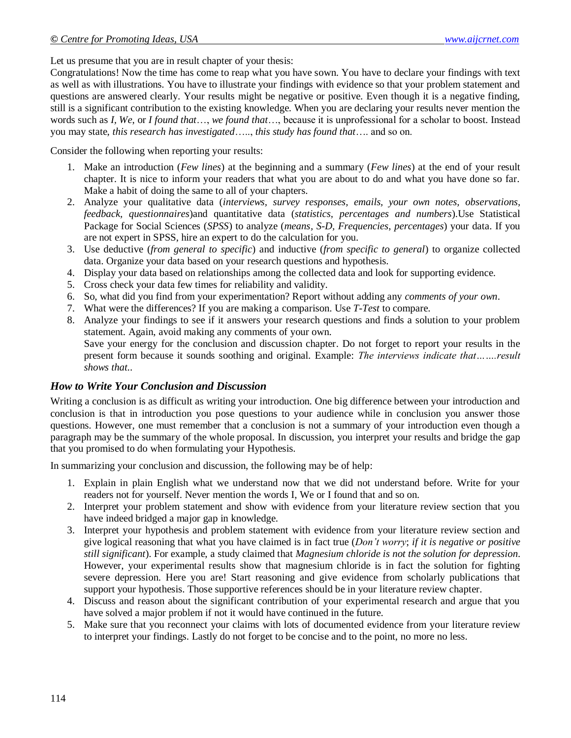Let us presume that you are in result chapter of your thesis:
Congratulations! Now the time has come to reap what you have sown. You have to declare your findings with text as well as with illustrations. You have to illustrate your findings with evidence so that your problem statement and questions are answered clearly. Your results might be negative or positive. Even though it is a negative finding, still is a significant contribution to the existing knowledge. When you are declaring your results never mention the words such as *I, We*, or *I found that*…, *we found that*…, because it is unprofessional for a scholar to boost. Instead you may state, *this research has investigated*….., *this study has found that*…. and so on.

Consider the following when reporting your results:

1. Make an introduction (*Few lines*) at the beginning and a summary (*Few lines*) at the end of your result chapter. It is nice to inform your readers that what you are about to do and what you have done so far. Make a habit of doing the same to all of your chapters.
2. Analyze your qualitative data (*interviews, survey responses, emails, your own notes, observations, feedback, questionnaires*)and quantitative data (*statistics, percentages and numbers*).Use Statistical Package for Social Sciences (*SPSS*) to analyze (*means, S-D, Frequencies, percentages*) your data. If you are not expert in SPSS, hire an expert to do the calculation for you.
3. Use deductive (*from general to specific*) and inductive (*from specific to general*) to organize collected data. Organize your data based on your research questions and hypothesis.
4. Display your data based on relationships among the collected data and look for supporting evidence.
5. Cross check your data few times for reliability and validity.
6. So, what did you find from your experimentation? Report without adding any *comments of your own*.
7. What were the differences? If you are making a comparison. Use *T-Test* to compare.
8. Analyze your findings to see if it answers your research questions and finds a solution to your problem statement. Again, avoid making any comments of your own.
   Save your energy for the conclusion and discussion chapter. Do not forget to report your results in the present form because it sounds soothing and original. Example: *The interviews indicate that…….result shows that..*

### *How to Write Your Conclusion and Discussion*

Writing a conclusion is as difficult as writing your introduction. One big difference between your introduction and conclusion is that in introduction you pose questions to your audience while in conclusion you answer those questions. However, one must remember that a conclusion is not a summary of your introduction even though a paragraph may be the summary of the whole proposal. In discussion, you interpret your results and bridge the gap that you promised to do when formulating your Hypothesis.

In summarizing your conclusion and discussion, the following may be of help:

1. Explain in plain English what we understand now that we did not understand before. Write for your readers not for yourself. Never mention the words I, We or I found that and so on.
2. Interpret your problem statement and show with evidence from your literature review section that you have indeed bridged a major gap in knowledge.
3. Interpret your hypothesis and problem statement with evidence from your literature review section and give logical reasoning that what you have claimed is in fact true (*Don't worry*; *if it is negative or positive still significant*). For example, a study claimed that *Magnesium chloride is not the solution for depression*. However, your experimental results show that magnesium chloride is in fact the solution for fighting severe depression. Here you are! Start reasoning and give evidence from scholarly publications that support your hypothesis. Those supportive references should be in your literature review chapter.
4. Discuss and reason about the significant contribution of your experimental research and argue that you have solved a major problem if not it would have continued in the future.
5. Make sure that you reconnect your claims with lots of documented evidence from your literature review to interpret your findings. Lastly do not forget to be concise and to the point, no more no less.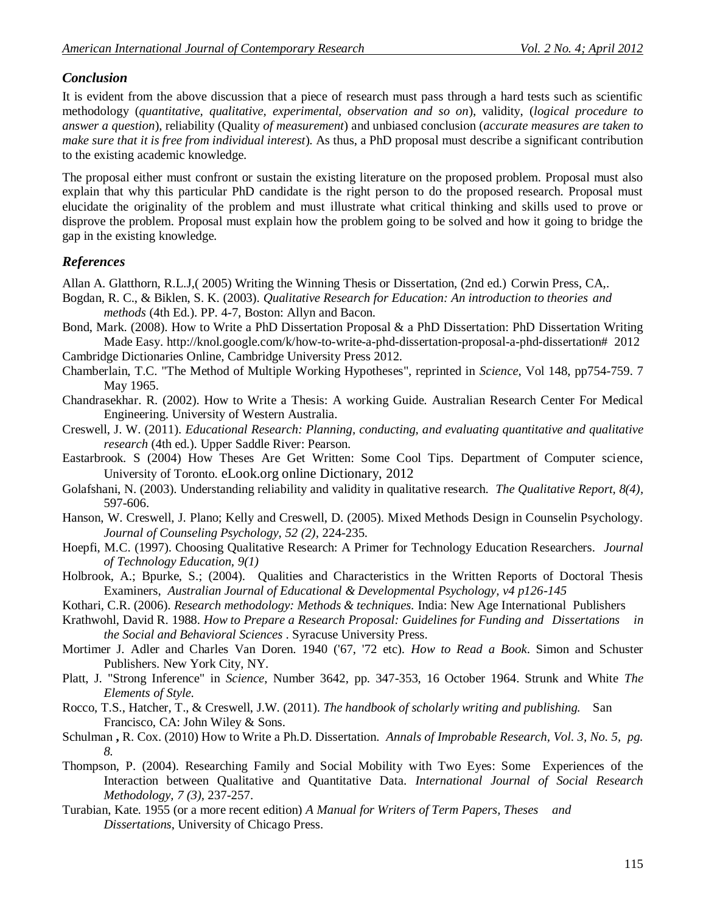## *Conclusion*

It is evident from the above discussion that a piece of research must pass through a hard tests such as scientific methodology (*quantitative, qualitative, experimental, observation and so on*), validity, (*logical procedure to answer a question*), reliability (Quality *of measurement*) and unbiased conclusion (*accurate measures are taken to make sure that it is free from individual interest*). As thus, a PhD proposal must describe a significant contribution to the existing academic knowledge.

The proposal either must confront or sustain the existing literature on the proposed problem. Proposal must also explain that why this particular PhD candidate is the right person to do the proposed research. Proposal must elucidate the originality of the problem and must illustrate what critical thinking and skills used to prove or disprove the problem. Proposal must explain how the problem going to be solved and how it going to bridge the gap in the existing knowledge.

## *References*

Allan A. Glatthorn, R.L.J,( 2005) Writing the Winning Thesis or Dissertation, (2nd ed.) Corwin Press, CA,.

Bogdan, R. C., & Biklen, S. K. (2003). *Qualitative Research for Education: An introduction to theories and methods* (4th Ed.). PP. 4-7, Boston: Allyn and Bacon.

Bond, Mark. (2008). How to Write a PhD Dissertation Proposal & a PhD Dissertation: PhD Dissertation Writing Made Easy. http://knol.google.com/k/how-to-write-a-phd-dissertation-proposal-a-phd-dissertation# 2012

Cambridge Dictionaries Online, Cambridge University Press 2012.

Chamberlain, T.C. "The Method of Multiple Working Hypotheses", reprinted in *Science*, Vol 148, pp754-759. 7 May 1965.

Chandrasekhar. R. (2002). How to Write a Thesis: A working Guide. Australian Research Center For Medical Engineering. University of Western Australia.

Creswell, J. W. (2011). *Educational Research: Planning, conducting, and evaluating quantitative and qualitative research* (4th ed.). Upper Saddle River: Pearson.

Eastarbrook. S (2004) How Theses Are Get Written: Some Cool Tips. Department of Computer science, University of Toronto. eLook.org online Dictionary, 2012

Golafshani, N. (2003). Understanding reliability and validity in qualitative research. *The Qualitative Report, 8(4),* 597-606.

Hanson, W. Creswell, J. Plano; Kelly and Creswell, D. (2005). Mixed Methods Design in Counselin Psychology. *Journal of Counseling Psychology, 52 (2),* 224-235.

Hoepfi, M.C. (1997). Choosing Qualitative Research: A Primer for Technology Education Researchers. *Journal of Technology Education, 9(1)*

Holbrook, A.; Bpurke, S.; (2004). Qualities and Characteristics in the Written Reports of Doctoral Thesis Examiners, *Australian Journal of Educational & Developmental Psychology, v4 p126-145*

Kothari, C.R. (2006). *Research methodology: Methods & techniques.* India: New Age International Publishers

Krathwohl, David R. 1988. *How to Prepare a Research Proposal: Guidelines for Funding and Dissertations in the Social and Behavioral Sciences* . Syracuse University Press.

Mortimer J. Adler and Charles Van Doren. 1940 ('67, '72 etc). *How to Read a Book*. Simon and Schuster Publishers. New York City, NY.

Platt, J. "Strong Inference" in *Science*, Number 3642, pp. 347-353, 16 October 1964. Strunk and White *The Elements of Style.*

Rocco, T.S., Hatcher, T., & Creswell, J.W. (2011). *The handbook of scholarly writing and publishing.* San Francisco, CA: John Wiley & Sons.

Schulman **,** R. Cox. (2010) How to Write a Ph.D. Dissertation. *Annals of Improbable Research, Vol. 3, No. 5, pg. 8.*

Thompson, P. (2004). Researching Family and Social Mobility with Two Eyes: Some Experiences of the Interaction between Qualitative and Quantitative Data. *International Journal of Social Research Methodology, 7 (3),* 237-257.

Turabian, Kate. 1955 (or a more recent edition) *A Manual for Writers of Term Papers, Theses and Dissertations*, University of Chicago Press.